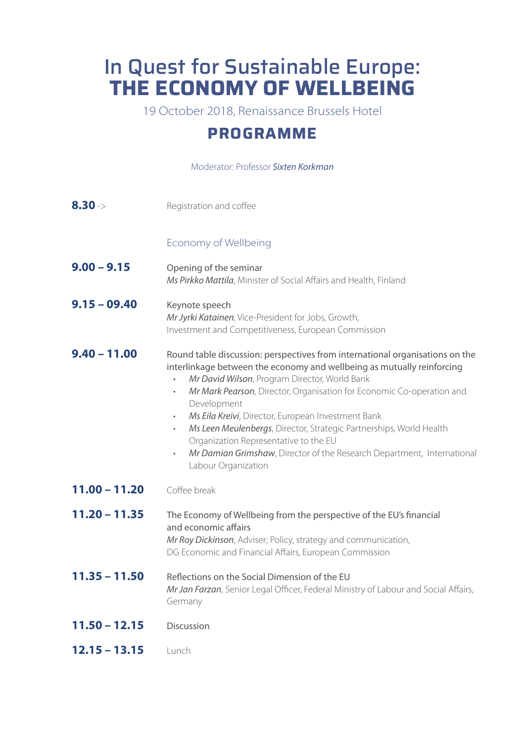# In Quest for Sustainable Europe: **THE ECONOMY OF WELLBEING**

19 October 2018, Renaissance Brussels Hotel

## PROGRAMME

Moderator: Professor ***Sixten Korkman***

**8.30** -> Registration and coffee

### Economy of Wellbeing

**9.00 – 9.15** Opening of the seminar
*Ms Pirkko Mattila*, Minister of Social Affairs and Health, Finland

**9.15 – 09.40** Keynote speech
*Mr Jyrki Katainen*, Vice-President for Jobs, Growth, Investment and Competitiveness, European Commission

**9.40 – 11.00** Round table discussion: perspectives from international organisations on the interlinkage between the economy and wellbeing as mutually reinforcing

- *Mr David Wilson*, Program Director, World Bank
- *Mr Mark Pearson*, Director, Organisation for Economic Co-operation and Development
- *Ms Eila Kreivi*, Director, European Investment Bank
- *Ms Leen Meulenbergs*, Director, Strategic Partnerships, World Health Organization Representative to the EU
- *Mr Damian Grimshaw*, Director of the Research Department, International Labour Organization

**11.00 – 11.20** Coffee break

**11.20 – 11.35** The Economy of Wellbeing from the perspective of the EU's financial and economic affairs
*Mr Roy Dickinson*, Adviser; Policy, strategy and communication, DG Economic and Financial Affairs, European Commission

**11.35 – 11.50** Reflections on the Social Dimension of the EU
*Mr Jan Farzan*, Senior Legal Officer, Federal Ministry of Labour and Social Affairs, Germany

**11.50 – 12.15** Discussion

**12.15 – 13.15** Lunch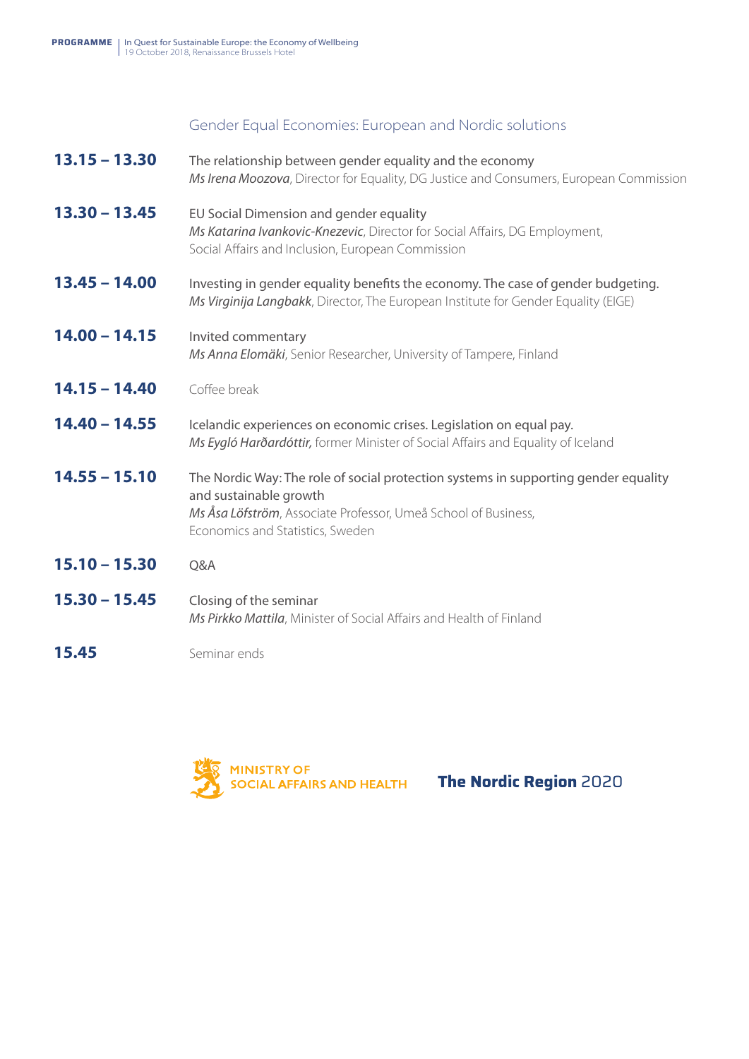## Gender Equal Economies: European and Nordic solutions

**13.15 – 13.30** The relationship between gender equality and the economy
*Ms Irena Moozova*, Director for Equality, DG Justice and Consumers, European Commission

**13.30 – 13.45** EU Social Dimension and gender equality
*Ms Katarina Ivankovic-Knezevic*, Director for Social Affairs, DG Employment, Social Affairs and Inclusion, European Commission

**13.45 – 14.00** Investing in gender equality benefits the economy. The case of gender budgeting.
*Ms Virginija Langbakk*, Director, The European Institute for Gender Equality (EIGE)

**14.00 – 14.15** Invited commentary
*Ms Anna Elomäki*, Senior Researcher, University of Tampere, Finland

**14.15 – 14.40** Coffee break

**14.40 – 14.55** Icelandic experiences on economic crises. Legislation on equal pay.
*Ms Eygló Harðardóttir,* former Minister of Social Affairs and Equality of Iceland

**14.55 – 15.10** The Nordic Way: The role of social protection systems in supporting gender equality and sustainable growth
*Ms Åsa Löfström*, Associate Professor, Umeå School of Business, Economics and Statistics, Sweden

**15.10 – 15.30** Q&A

**15.30 – 15.45** Closing of the seminar
*Ms Pirkko Mattila*, Minister of Social Affairs and Health of Finland

**15.45** Seminar ends

MINISTRY OF SOCIAL AFFAIRS AND HEALTH

**The Nordic Region** 2020